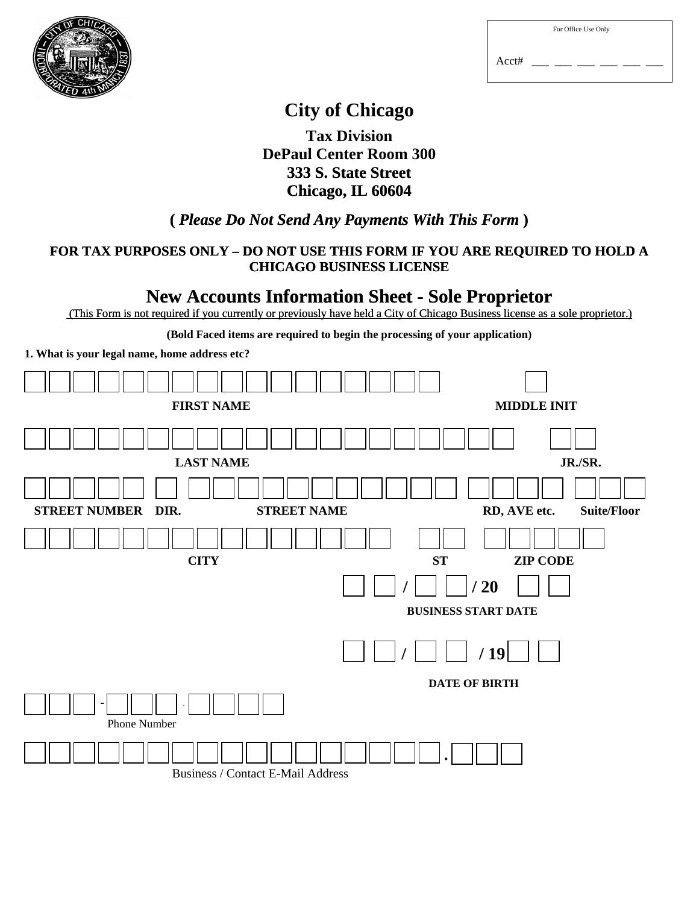For Office Use Only

Acct# \_\_ \_\_ \_\_ \_\_ \_\_ \_\_

# City of Chicago

**Tax Division**
**DePaul Center Room 300**
**333 S. State Street**
**Chicago, IL 60604**

**( *Please Do Not Send Any Payments With This Form* )**

**FOR TAX PURPOSES ONLY – DO NOT USE THIS FORM IF YOU ARE REQUIRED TO HOLD A CHICAGO BUSINESS LICENSE**

## New Accounts Information Sheet - Sole Proprietor

(This Form is not required if you currently or previously have held a City of Chicago Business license as a sole proprietor.)

**(Bold Faced items are required to begin the processing of your application)**

**1. What is your legal name, home address etc?**

**FIRST NAME** **MIDDLE INIT**

**LAST NAME** **JR./SR.**

**STREET NUMBER** **DIR.** **STREET NAME** **RD, AVE etc.** **Suite/Floor**

**CITY** **ST** **ZIP CODE**

/ / 20

**BUSINESS START DATE**

/ / 19

**DATE OF BIRTH**

- -

Phone Number

.

Business / Contact E-Mail Address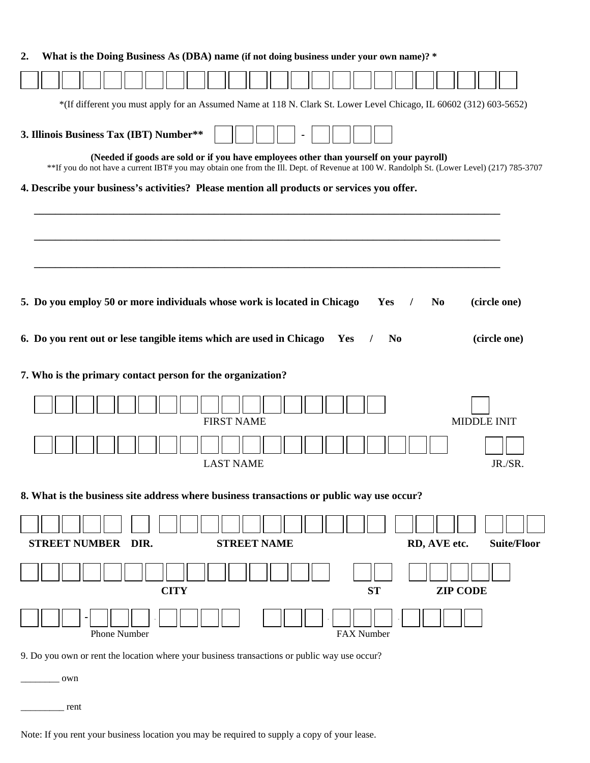**2. What is the Doing Business As (DBA) name** **(if not doing business under your own name)? \***

| | | | | | | | | | | | | | | | | | | | | | | | |
|---|---|---|---|---|---|---|---|---|---|---|---|---|---|---|---|---|---|---|---|---|---|---|---|

*(If different you must apply for an Assumed Name at 118 N. Clark St. Lower Level Chicago, IL 60602 (312) 603-5652)

**3. Illinois Business Tax (IBT) Number\*\*** ☐☐☐☐ - ☐☐☐☐

**(Needed if goods are sold or if you have employees other than yourself on your payroll)**

**If you do not have a current IBT# you may obtain one from the Ill. Dept. of Revenue at 100 W. Randolph St. (Lower Level) (217) 785-3707

**4. Describe your business's activities? Please mention all products or services you offer.**

________________________________________________________________________________

________________________________________________________________________________

________________________________________________________________________________

**5. Do you employ 50 or more individuals whose work is located in Chicago Yes / No (circle one)**

**6. Do you rent out or lese tangible items which are used in Chicago Yes / No (circle one)**

**7. Who is the primary contact person for the organization?**

FIRST NAME ☐☐☐☐☐☐☐☐☐☐☐☐☐☐☐☐☐ MIDDLE INIT ☐

LAST NAME ☐☐☐☐☐☐☐☐☐☐☐☐☐☐☐☐☐☐☐☐ JR./SR. ☐☐

**8. What is the business site address where business transactions or public way use occur?**

**STREET NUMBER** ☐☐☐☐☐ **DIR.** ☐ **STREET NAME** ☐☐☐☐☐☐☐☐☐☐☐ **RD, AVE etc.** ☐☐☐☐ **Suite/Floor** ☐☐☐

**CITY** ☐☐☐☐☐☐☐☐☐☐☐☐☐☐☐ **ST** ☐☐ **ZIP CODE** ☐☐☐☐☐

Phone Number ☐☐☐ - ☐☐☐ - ☐☐☐☐ FAX Number ☐☐☐ - ☐☐☐ - ☐☐☐☐

9. Do you own or rent the location where your business transactions or public way use occur?

________ own

_________ rent

Note: If you rent your business location you may be required to supply a copy of your lease.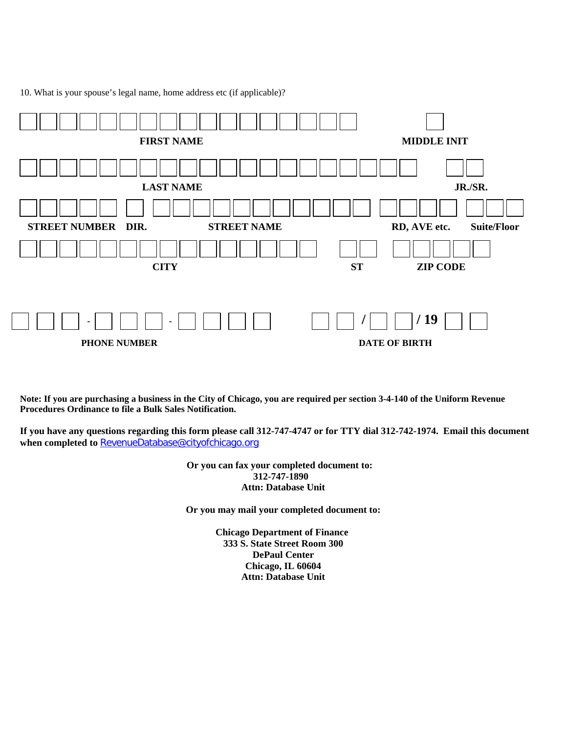10. What is your spouse's legal name, home address etc (if applicable)?

**FIRST NAME** **MIDDLE INIT**

**LAST NAME** **JR./SR.**

**STREET NUMBER** **DIR.** **STREET NAME** **RD, AVE etc.** **Suite/Floor**

**CITY** **ST** **ZIP CODE**

- - / / 19

**PHONE NUMBER** **DATE OF BIRTH**

**Note: If you are purchasing a business in the City of Chicago, you are required per section 3-4-140 of the Uniform Revenue Procedures Ordinance to file a Bulk Sales Notification.**

**If you have any questions regarding this form please call 312-747-4747 or for TTY dial 312-742-1974. Email this document when completed to** RevenueDatabase@cityofchicago.org

**Or you can fax your completed document to:**
**312-747-1890**
**Attn: Database Unit**

**Or you may mail your completed document to:**

**Chicago Department of Finance**
**333 S. State Street Room 300**
**DePaul Center**
**Chicago, IL 60604**
**Attn: Database Unit**